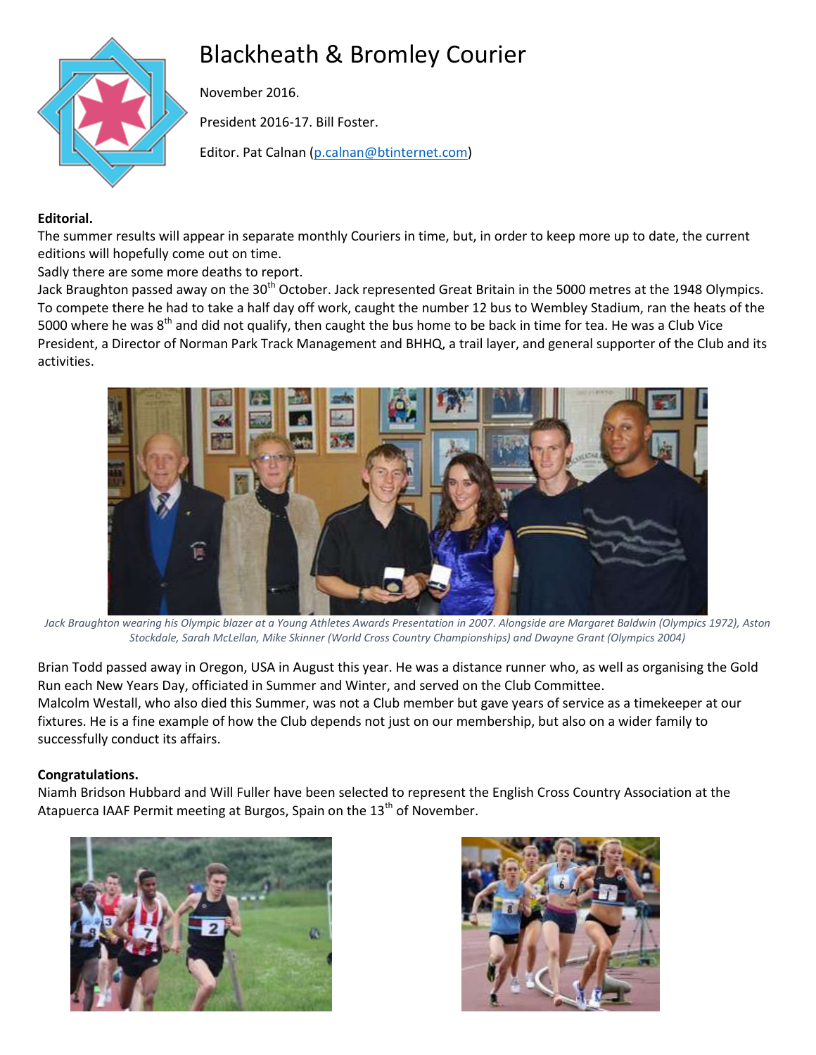# Blackheath & Bromley Courier

November 2016.

President 2016-17. Bill Foster.

Editor. Pat Calnan (p.calnan@btinternet.com)

**Editorial.**

The summer results will appear in separate monthly Couriers in time, but, in order to keep more up to date, the current editions will hopefully come out on time.

Sadly there are some more deaths to report.

Jack Braughton passed away on the 30th October. Jack represented Great Britain in the 5000 metres at the 1948 Olympics. To compete there he had to take a half day off work, caught the number 12 bus to Wembley Stadium, ran the heats of the 5000 where he was 8th and did not qualify, then caught the bus home to be back in time for tea. He was a Club Vice President, a Director of Norman Park Track Management and BHHQ, a trail layer, and general supporter of the Club and its activities.

*Jack Braughton wearing his Olympic blazer at a Young Athletes Awards Presentation in 2007. Alongside are Margaret Baldwin (Olympics 1972), Aston Stockdale, Sarah McLellan, Mike Skinner (World Cross Country Championships) and Dwayne Grant (Olympics 2004)*

Brian Todd passed away in Oregon, USA in August this year. He was a distance runner who, as well as organising the Gold Run each New Years Day, officiated in Summer and Winter, and served on the Club Committee.

Malcolm Westall, who also died this Summer, was not a Club member but gave years of service as a timekeeper at our fixtures. He is a fine example of how the Club depends not just on our membership, but also on a wider family to successfully conduct its affairs.

**Congratulations.**

Niamh Bridson Hubbard and Will Fuller have been selected to represent the English Cross Country Association at the Atapuerca IAAF Permit meeting at Burgos, Spain on the 13th of November.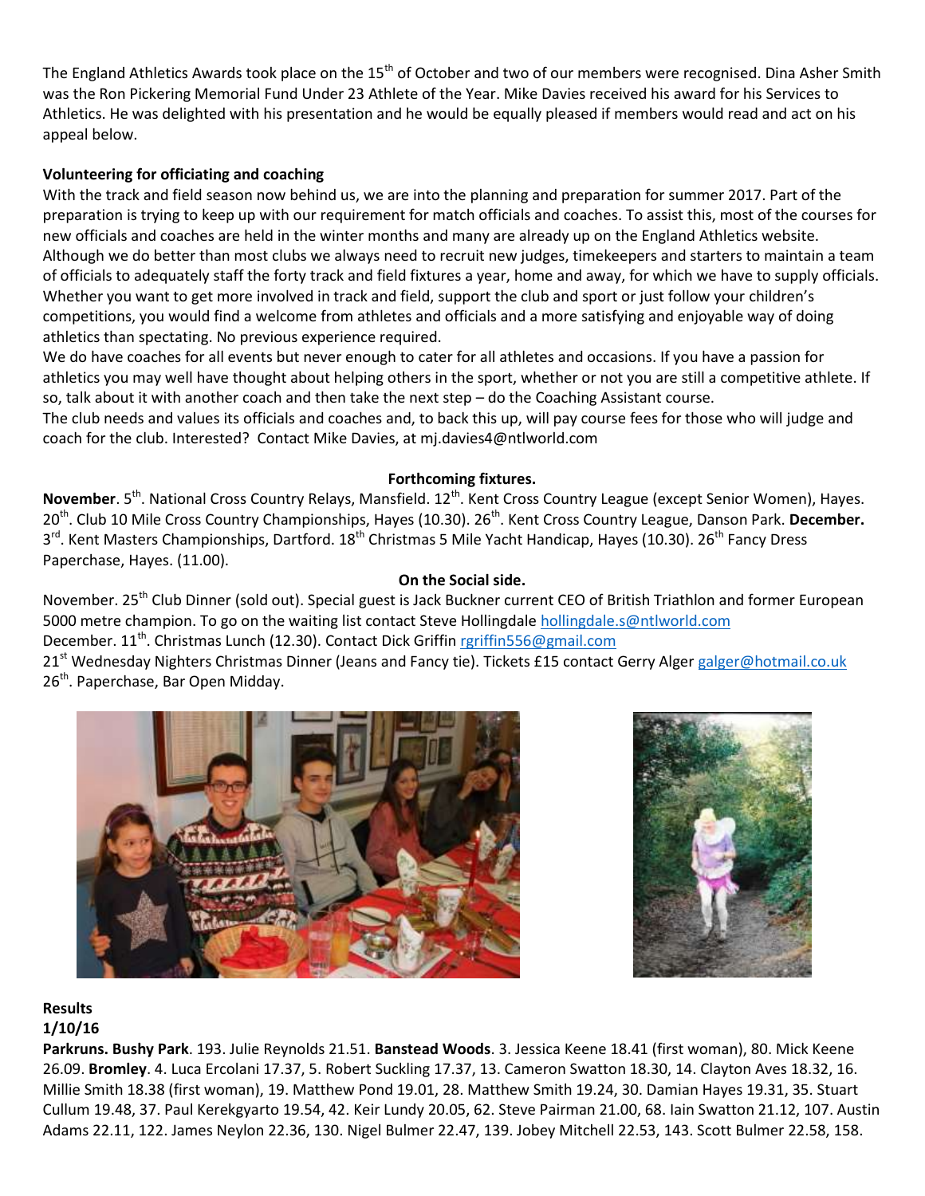The England Athletics Awards took place on the 15th of October and two of our members were recognised. Dina Asher Smith was the Ron Pickering Memorial Fund Under 23 Athlete of the Year. Mike Davies received his award for his Services to Athletics. He was delighted with his presentation and he would be equally pleased if members would read and act on his appeal below.

**Volunteering for officiating and coaching**

With the track and field season now behind us, we are into the planning and preparation for summer 2017. Part of the preparation is trying to keep up with our requirement for match officials and coaches. To assist this, most of the courses for new officials and coaches are held in the winter months and many are already up on the England Athletics website. Although we do better than most clubs we always need to recruit new judges, timekeepers and starters to maintain a team of officials to adequately staff the forty track and field fixtures a year, home and away, for which we have to supply officials. Whether you want to get more involved in track and field, support the club and sport or just follow your children's competitions, you would find a welcome from athletes and officials and a more satisfying and enjoyable way of doing athletics than spectating. No previous experience required.

We do have coaches for all events but never enough to cater for all athletes and occasions. If you have a passion for athletics you may well have thought about helping others in the sport, whether or not you are still a competitive athlete. If so, talk about it with another coach and then take the next step – do the Coaching Assistant course.

The club needs and values its officials and coaches and, to back this up, will pay course fees for those who will judge and coach for the club. Interested? Contact Mike Davies, at mj.davies4@ntlworld.com

**Forthcoming fixtures.**

**November**. 5th. National Cross Country Relays, Mansfield. 12th. Kent Cross Country League (except Senior Women), Hayes. 20th. Club 10 Mile Cross Country Championships, Hayes (10.30). 26th. Kent Cross Country League, Danson Park. **December.** 3rd. Kent Masters Championships, Dartford. 18th Christmas 5 Mile Yacht Handicap, Hayes (10.30). 26th Fancy Dress Paperchase, Hayes. (11.00).

**On the Social side.**

November. 25th Club Dinner (sold out). Special guest is Jack Buckner current CEO of British Triathlon and former European 5000 metre champion. To go on the waiting list contact Steve Hollingdale hollingdale.s@ntlworld.com

December. 11th. Christmas Lunch (12.30). Contact Dick Griffin rgriffin556@gmail.com

21st Wednesday Nighters Christmas Dinner (Jeans and Fancy tie). Tickets £15 contact Gerry Alger galger@hotmail.co.uk

26th. Paperchase, Bar Open Midday.

**Results**

**1/10/16**

**Parkruns. Bushy Park**. 193. Julie Reynolds 21.51. **Banstead Woods**. 3. Jessica Keene 18.41 (first woman), 80. Mick Keene 26.09. **Bromley**. 4. Luca Ercolani 17.37, 5. Robert Suckling 17.37, 13. Cameron Swatton 18.30, 14. Clayton Aves 18.32, 16. Millie Smith 18.38 (first woman), 19. Matthew Pond 19.01, 28. Matthew Smith 19.24, 30. Damian Hayes 19.31, 35. Stuart Cullum 19.48, 37. Paul Kerekgyarto 19.54, 42. Keir Lundy 20.05, 62. Steve Pairman 21.00, 68. Iain Swatton 21.12, 107. Austin Adams 22.11, 122. James Neylon 22.36, 130. Nigel Bulmer 22.47, 139. Jobey Mitchell 22.53, 143. Scott Bulmer 22.58, 158.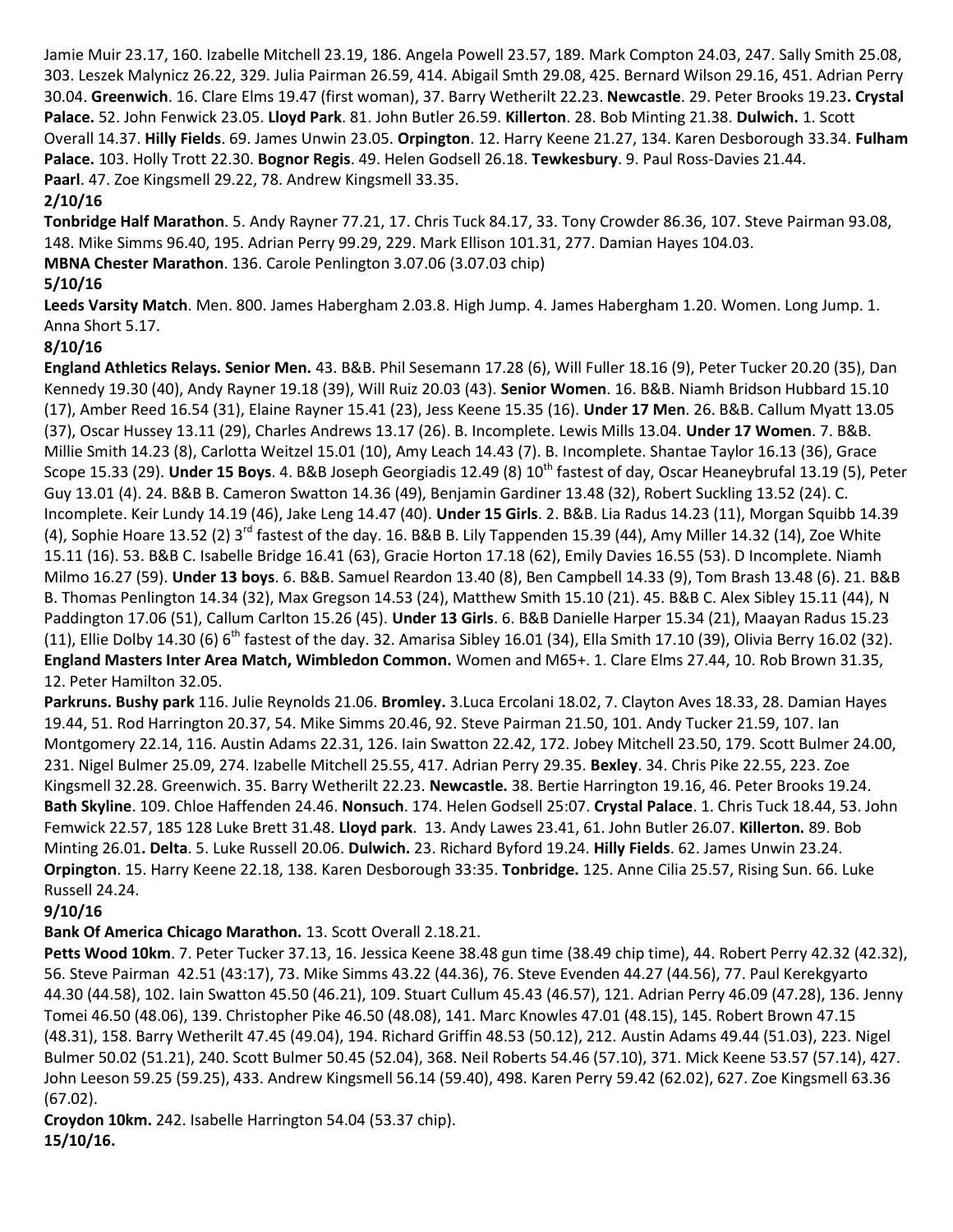Jamie Muir 23.17, 160. Izabelle Mitchell 23.19, 186. Angela Powell 23.57, 189. Mark Compton 24.03, 247. Sally Smith 25.08, 303. Leszek Malynicz 26.22, 329. Julia Pairman 26.59, 414. Abigail Smth 29.08, 425. Bernard Wilson 29.16, 451. Adrian Perry 30.04. **Greenwich**. 16. Clare Elms 19.47 (first woman), 37. Barry Wetherilt 22.23. **Newcastle**. 29. Peter Brooks 19.23**. Crystal Palace.** 52. John Fenwick 23.05. **Lloyd Park**. 81. John Butler 26.59. **Killerton**. 28. Bob Minting 21.38. **Dulwich.** 1. Scott Overall 14.37. **Hilly Fields**. 69. James Unwin 23.05. **Orpington**. 12. Harry Keene 21.27, 134. Karen Desborough 33.34. **Fulham Palace.** 103. Holly Trott 22.30. **Bognor Regis**. 49. Helen Godsell 26.18. **Tewkesbury**. 9. Paul Ross-Davies 21.44. **Paarl**. 47. Zoe Kingsmell 29.22, 78. Andrew Kingsmell 33.35.

**2/10/16**

**Tonbridge Half Marathon**. 5. Andy Rayner 77.21, 17. Chris Tuck 84.17, 33. Tony Crowder 86.36, 107. Steve Pairman 93.08, 148. Mike Simms 96.40, 195. Adrian Perry 99.29, 229. Mark Ellison 101.31, 277. Damian Hayes 104.03.
**MBNA Chester Marathon**. 136. Carole Penlington 3.07.06 (3.07.03 chip)

**5/10/16**

**Leeds Varsity Match**. Men. 800. James Habergham 2.03.8. High Jump. 4. James Habergham 1.20. Women. Long Jump. 1. Anna Short 5.17.

**8/10/16**

**England Athletics Relays. Senior Men.** 43. B&B. Phil Sesemann 17.28 (6), Will Fuller 18.16 (9), Peter Tucker 20.20 (35), Dan Kennedy 19.30 (40), Andy Rayner 19.18 (39), Will Ruiz 20.03 (43). **Senior Women**. 16. B&B. Niamh Bridson Hubbard 15.10 (17), Amber Reed 16.54 (31), Elaine Rayner 15.41 (23), Jess Keene 15.35 (16). **Under 17 Men**. 26. B&B. Callum Myatt 13.05 (37), Oscar Hussey 13.11 (29), Charles Andrews 13.17 (26). B. Incomplete. Lewis Mills 13.04. **Under 17 Women**. 7. B&B. Millie Smith 14.23 (8), Carlotta Weitzel 15.01 (10), Amy Leach 14.43 (7). B. Incomplete. Shantae Taylor 16.13 (36), Grace Scope 15.33 (29). **Under 15 Boys**. 4. B&B Joseph Georgiadis 12.49 (8) 10th fastest of day, Oscar Heaneybrufal 13.19 (5), Peter Guy 13.01 (4). 24. B&B B. Cameron Swatton 14.36 (49), Benjamin Gardiner 13.48 (32), Robert Suckling 13.52 (24). C. Incomplete. Keir Lundy 14.19 (46), Jake Leng 14.47 (40). **Under 15 Girls**. 2. B&B. Lia Radus 14.23 (11), Morgan Squibb 14.39 (4), Sophie Hoare 13.52 (2) 3rd fastest of the day. 16. B&B B. Lily Tappenden 15.39 (44), Amy Miller 14.32 (14), Zoe White 15.11 (16). 53. B&B C. Isabelle Bridge 16.41 (63), Gracie Horton 17.18 (62), Emily Davies 16.55 (53). D Incomplete. Niamh Milmo 16.27 (59). **Under 13 boys**. 6. B&B. Samuel Reardon 13.40 (8), Ben Campbell 14.33 (9), Tom Brash 13.48 (6). 21. B&B B. Thomas Penlington 14.34 (32), Max Gregson 14.53 (24), Matthew Smith 15.10 (21). 45. B&B C. Alex Sibley 15.11 (44), N Paddington 17.06 (51), Callum Carlton 15.26 (45). **Under 13 Girls**. 6. B&B Danielle Harper 15.34 (21), Maayan Radus 15.23 (11), Ellie Dolby 14.30 (6) 6th fastest of the day. 32. Amarisa Sibley 16.01 (34), Ella Smith 17.10 (39), Olivia Berry 16.02 (32).
**England Masters Inter Area Match, Wimbledon Common.** Women and M65+. 1. Clare Elms 27.44, 10. Rob Brown 31.35, 12. Peter Hamilton 32.05.
**Parkruns. Bushy park** 116. Julie Reynolds 21.06. **Bromley.** 3.Luca Ercolani 18.02, 7. Clayton Aves 18.33, 28. Damian Hayes 19.44, 51. Rod Harrington 20.37, 54. Mike Simms 20.46, 92. Steve Pairman 21.50, 101. Andy Tucker 21.59, 107. Ian Montgomery 22.14, 116. Austin Adams 22.31, 126. Iain Swatton 22.42, 172. Jobey Mitchell 23.50, 179. Scott Bulmer 24.00, 231. Nigel Bulmer 25.09, 274. Izabelle Mitchell 25.55, 417. Adrian Perry 29.35. **Bexley**. 34. Chris Pike 22.55, 223. Zoe Kingsmell 32.28. Greenwich. 35. Barry Wetherilt 22.23. **Newcastle.** 38. Bertie Harrington 19.16, 46. Peter Brooks 19.24. **Bath Skyline**. 109. Chloe Haffenden 24.46. **Nonsuch**. 174. Helen Godsell 25:07. **Crystal Palace**. 1. Chris Tuck 18.44, 53. John Femwick 22.57, 185 128 Luke Brett 31.48. **Lloyd park**. 13. Andy Lawes 23.41, 61. John Butler 26.07. **Killerton.** 89. Bob Minting 26.01**. Delta**. 5. Luke Russell 20.06. **Dulwich.** 23. Richard Byford 19.24. **Hilly Fields**. 62. James Unwin 23.24. **Orpington**. 15. Harry Keene 22.18, 138. Karen Desborough 33:35. **Tonbridge.** 125. Anne Cilia 25.57, Rising Sun. 66. Luke Russell 24.24.

**9/10/16**

**Bank Of America Chicago Marathon.** 13. Scott Overall 2.18.21.
**Petts Wood 10km**. 7. Peter Tucker 37.13, 16. Jessica Keene 38.48 gun time (38.49 chip time), 44. Robert Perry 42.32 (42.32), 56. Steve Pairman 42.51 (43:17), 73. Mike Simms 43.22 (44.36), 76. Steve Evenden 44.27 (44.56), 77. Paul Kerekgyarto 44.30 (44.58), 102. Iain Swatton 45.50 (46.21), 109. Stuart Cullum 45.43 (46.57), 121. Adrian Perry 46.09 (47.28), 136. Jenny Tomei 46.50 (48.06), 139. Christopher Pike 46.50 (48.08), 141. Marc Knowles 47.01 (48.15), 145. Robert Brown 47.15 (48.31), 158. Barry Wetherilt 47.45 (49.04), 194. Richard Griffin 48.53 (50.12), 212. Austin Adams 49.44 (51.03), 223. Nigel Bulmer 50.02 (51.21), 240. Scott Bulmer 50.45 (52.04), 368. Neil Roberts 54.46 (57.10), 371. Mick Keene 53.57 (57.14), 427. John Leeson 59.25 (59.25), 433. Andrew Kingsmell 56.14 (59.40), 498. Karen Perry 59.42 (62.02), 627. Zoe Kingsmell 63.36 (67.02).
**Croydon 10km.** 242. Isabelle Harrington 54.04 (53.37 chip).

**15/10/16.**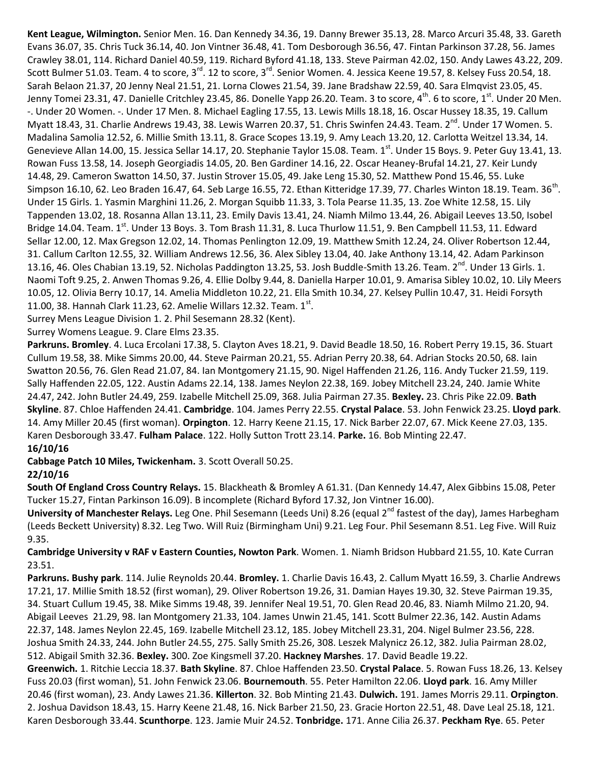**Kent League, Wilmington.** Senior Men. 16. Dan Kennedy 34.36, 19. Danny Brewer 35.13, 28. Marco Arcuri 35.48, 33. Gareth Evans 36.07, 35. Chris Tuck 36.14, 40. Jon Vintner 36.48, 41. Tom Desborough 36.56, 47. Fintan Parkinson 37.28, 56. James Crawley 38.01, 114. Richard Daniel 40.59, 119. Richard Byford 41.18, 133. Steve Pairman 42.02, 150. Andy Lawes 43.22, 209. Scott Bulmer 51.03. Team. 4 to score, 3rd. 12 to score, 3rd. Senior Women. 4. Jessica Keene 19.57, 8. Kelsey Fuss 20.54, 18. Sarah Belaon 21.37, 20 Jenny Neal 21.51, 21. Lorna Clowes 21.54, 39. Jane Bradshaw 22.59, 40. Sara Elmqvist 23.05, 45. Jenny Tomei 23.31, 47. Danielle Critchley 23.45, 86. Donelle Yapp 26.20. Team. 3 to score, 4th. 6 to score, 1st. Under 20 Men. -. Under 20 Women. -. Under 17 Men. 8. Michael Eagling 17.55, 13. Lewis Mills 18.18, 16. Oscar Hussey 18.35, 19. Callum Myatt 18.43, 31. Charlie Andrews 19.43, 38. Lewis Warren 20.37, 51. Chris Swinfen 24.43. Team. 2nd. Under 17 Women. 5. Madalina Samolia 12.52, 6. Millie Smith 13.11, 8. Grace Scopes 13.19, 9. Amy Leach 13.20, 12. Carlotta Weitzel 13.34, 14. Genevieve Allan 14.00, 15. Jessica Sellar 14.17, 20. Stephanie Taylor 15.08. Team. 1st. Under 15 Boys. 9. Peter Guy 13.41, 13. Rowan Fuss 13.58, 14. Joseph Georgiadis 14.05, 20. Ben Gardiner 14.16, 22. Oscar Heaney-Brufal 14.21, 27. Keir Lundy 14.48, 29. Cameron Swatton 14.50, 37. Justin Strover 15.05, 49. Jake Leng 15.30, 52. Matthew Pond 15.46, 55. Luke Simpson 16.10, 62. Leo Braden 16.47, 64. Seb Large 16.55, 72. Ethan Kitteridge 17.39, 77. Charles Winton 18.19. Team. 36th. Under 15 Girls. 1. Yasmin Marghini 11.26, 2. Morgan Squibb 11.33, 3. Tola Pearse 11.35, 13. Zoe White 12.58, 15. Lily Tappenden 13.02, 18. Rosanna Allan 13.11, 23. Emily Davis 13.41, 24. Niamh Milmo 13.44, 26. Abigail Leeves 13.50, Isobel Bridge 14.04. Team. 1st. Under 13 Boys. 3. Tom Brash 11.31, 8. Luca Thurlow 11.51, 9. Ben Campbell 11.53, 11. Edward Sellar 12.00, 12. Max Gregson 12.02, 14. Thomas Penlington 12.09, 19. Matthew Smith 12.24, 24. Oliver Robertson 12.44, 31. Callum Carlton 12.55, 32. William Andrews 12.56, 36. Alex Sibley 13.04, 40. Jake Anthony 13.14, 42. Adam Parkinson 13.16, 46. Oles Chabian 13.19, 52. Nicholas Paddington 13.25, 53. Josh Buddle-Smith 13.26. Team. 2nd. Under 13 Girls. 1. Naomi Toft 9.25, 2. Anwen Thomas 9.26, 4. Ellie Dolby 9.44, 8. Daniella Harper 10.01, 9. Amarisa Sibley 10.02, 10. Lily Meers 10.05, 12. Olivia Berry 10.17, 14. Amelia Middleton 10.22, 21. Ella Smith 10.34, 27. Kelsey Pullin 10.47, 31. Heidi Forsyth 11.00, 38. Hannah Clark 11.23, 62. Amelie Willars 12.32. Team. 1st.

Surrey Mens League Division 1. 2. Phil Sesemann 28.32 (Kent).

Surrey Womens League. 9. Clare Elms 23.35.

**Parkruns. Bromley**. 4. Luca Ercolani 17.38, 5. Clayton Aves 18.21, 9. David Beadle 18.50, 16. Robert Perry 19.15, 36. Stuart Cullum 19.58, 38. Mike Simms 20.00, 44. Steve Pairman 20.21, 55. Adrian Perry 20.38, 64. Adrian Stocks 20.50, 68. Iain Swatton 20.56, 76. Glen Read 21.07, 84. Ian Montgomery 21.15, 90. Nigel Haffenden 21.26, 116. Andy Tucker 21.59, 119. Sally Haffenden 22.05, 122. Austin Adams 22.14, 138. James Neylon 22.38, 169. Jobey Mitchell 23.24, 240. Jamie White 24.47, 242. John Butler 24.49, 259. Izabelle Mitchell 25.09, 368. Julia Pairman 27.35. **Bexley.** 23. Chris Pike 22.09. **Bath Skyline**. 87. Chloe Haffenden 24.41. **Cambridge**. 104. James Perry 22.55. **Crystal Palace**. 53. John Fenwick 23.25. **Lloyd park**. 14. Amy Miller 20.45 (first woman). **Orpington**. 12. Harry Keene 21.15, 17. Nick Barber 22.07, 67. Mick Keene 27.03, 135. Karen Desborough 33.47. **Fulham Palace**. 122. Holly Sutton Trott 23.14. **Parke.** 16. Bob Minting 22.47.

**16/10/16**

**Cabbage Patch 10 Miles, Twickenham.** 3. Scott Overall 50.25.

**22/10/16**

**South Of England Cross Country Relays.** 15. Blackheath & Bromley A 61.31. (Dan Kennedy 14.47, Alex Gibbins 15.08, Peter Tucker 15.27, Fintan Parkinson 16.09). B incomplete (Richard Byford 17.32, Jon Vintner 16.00).

**University of Manchester Relays.** Leg One. Phil Sesemann (Leeds Uni) 8.26 (equal 2nd fastest of the day), James Harbegham (Leeds Beckett University) 8.32. Leg Two. Will Ruiz (Birmingham Uni) 9.21. Leg Four. Phil Sesemann 8.51. Leg Five. Will Ruiz 9.35.

**Cambridge University v RAF v Eastern Counties, Nowton Park**. Women. 1. Niamh Bridson Hubbard 21.55, 10. Kate Curran 23.51.

**Parkruns. Bushy park**. 114. Julie Reynolds 20.44. **Bromley.** 1. Charlie Davis 16.43, 2. Callum Myatt 16.59, 3. Charlie Andrews 17.21, 17. Millie Smith 18.52 (first woman), 29. Oliver Robertson 19.26, 31. Damian Hayes 19.30, 32. Steve Pairman 19.35, 34. Stuart Cullum 19.45, 38. Mike Simms 19.48, 39. Jennifer Neal 19.51, 70. Glen Read 20.46, 83. Niamh Milmo 21.20, 94. Abigail Leeves 21.29, 98. Ian Montgomery 21.33, 104. James Unwin 21.45, 141. Scott Bulmer 22.36, 142. Austin Adams 22.37, 148. James Neylon 22.45, 169. Izabelle Mitchell 23.12, 185. Jobey Mitchell 23.31, 204. Nigel Bulmer 23.56, 228. Joshua Smith 24.33, 244. John Butler 24.55, 275. Sally Smith 25.26, 308. Leszek Malynicz 26.12, 382. Julia Pairman 28.02, 512. Abigail Smith 32.36. **Bexley.** 300. Zoe Kingsmell 37.20. **Hackney Marshes**. 17. David Beadle 19.22.

**Greenwich.** 1. Ritchie Leccia 18.37. **Bath Skyline**. 87. Chloe Haffenden 23.50. **Crystal Palace**. 5. Rowan Fuss 18.26, 13. Kelsey Fuss 20.03 (first woman), 51. John Fenwick 23.06. **Bournemouth**. 55. Peter Hamilton 22.06. **Lloyd park**. 16. Amy Miller 20.46 (first woman), 23. Andy Lawes 21.36. **Killerton**. 32. Bob Minting 21.43. **Dulwich.** 191. James Morris 29.11. **Orpington**. 2. Joshua Davidson 18.43, 15. Harry Keene 21.48, 16. Nick Barber 21.50, 23. Gracie Horton 22.51, 48. Dave Leal 25.18, 121. Karen Desborough 33.44. **Scunthorpe**. 123. Jamie Muir 24.52. **Tonbridge.** 171. Anne Cilia 26.37. **Peckham Rye**. 65. Peter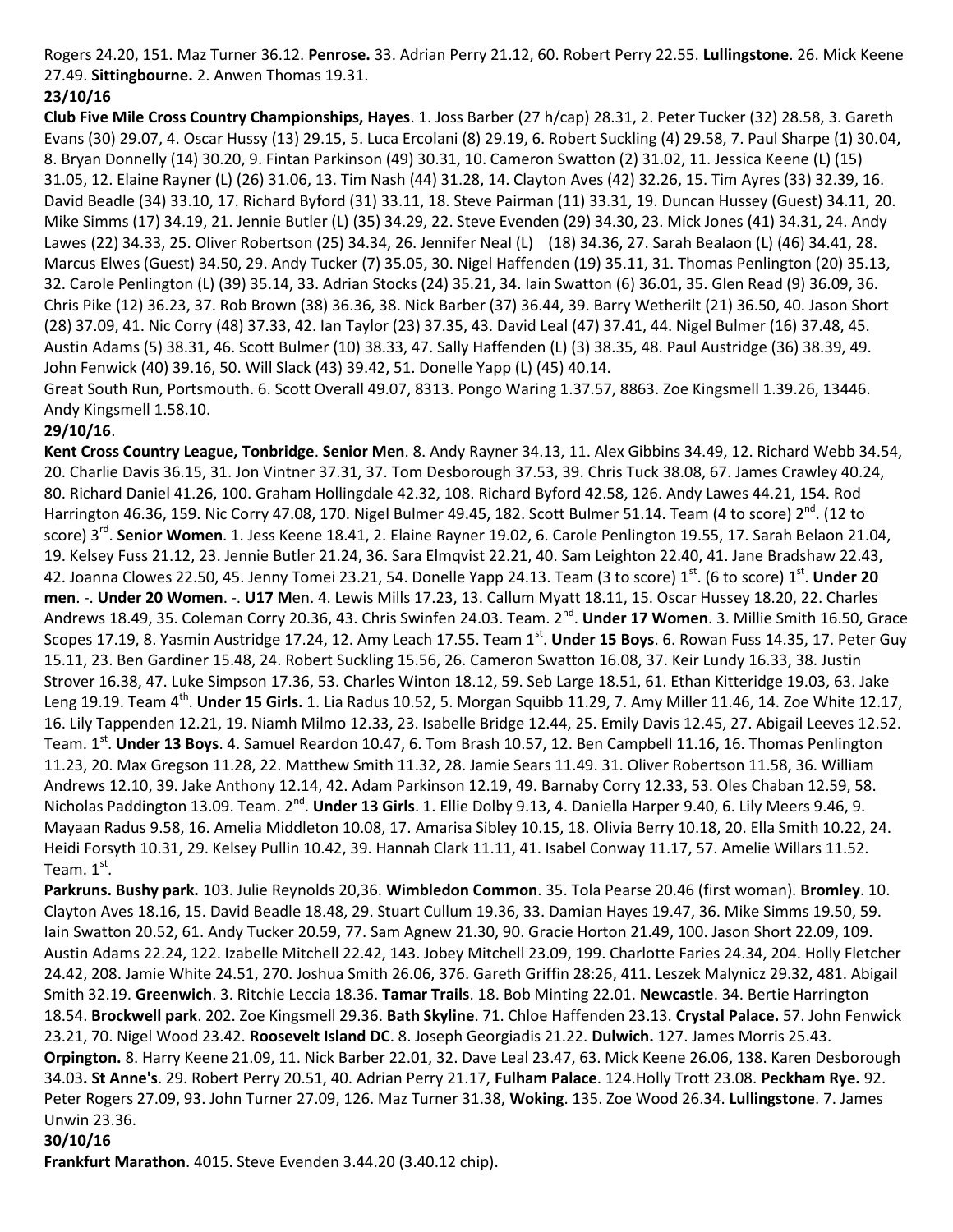Rogers 24.20, 151. Maz Turner 36.12. **Penrose.** 33. Adrian Perry 21.12, 60. Robert Perry 22.55. **Lullingstone**. 26. Mick Keene 27.49. **Sittingbourne.** 2. Anwen Thomas 19.31.

**23/10/16**

**Club Five Mile Cross Country Championships, Hayes**. 1. Joss Barber (27 h/cap) 28.31, 2. Peter Tucker (32) 28.58, 3. Gareth Evans (30) 29.07, 4. Oscar Hussy (13) 29.15, 5. Luca Ercolani (8) 29.19, 6. Robert Suckling (4) 29.58, 7. Paul Sharpe (1) 30.04, 8. Bryan Donnelly (14) 30.20, 9. Fintan Parkinson (49) 30.31, 10. Cameron Swatton (2) 31.02, 11. Jessica Keene (L) (15) 31.05, 12. Elaine Rayner (L) (26) 31.06, 13. Tim Nash (44) 31.28, 14. Clayton Aves (42) 32.26, 15. Tim Ayres (33) 32.39, 16. David Beadle (34) 33.10, 17. Richard Byford (31) 33.11, 18. Steve Pairman (11) 33.31, 19. Duncan Hussey (Guest) 34.11, 20. Mike Simms (17) 34.19, 21. Jennie Butler (L) (35) 34.29, 22. Steve Evenden (29) 34.30, 23. Mick Jones (41) 34.31, 24. Andy Lawes (22) 34.33, 25. Oliver Robertson (25) 34.34, 26. Jennifer Neal (L) (18) 34.36, 27. Sarah Bealaon (L) (46) 34.41, 28. Marcus Elwes (Guest) 34.50, 29. Andy Tucker (7) 35.05, 30. Nigel Haffenden (19) 35.11, 31. Thomas Penlington (20) 35.13, 32. Carole Penlington (L) (39) 35.14, 33. Adrian Stocks (24) 35.21, 34. Iain Swatton (6) 36.01, 35. Glen Read (9) 36.09, 36. Chris Pike (12) 36.23, 37. Rob Brown (38) 36.36, 38. Nick Barber (37) 36.44, 39. Barry Wetherilt (21) 36.50, 40. Jason Short (28) 37.09, 41. Nic Corry (48) 37.33, 42. Ian Taylor (23) 37.35, 43. David Leal (47) 37.41, 44. Nigel Bulmer (16) 37.48, 45. Austin Adams (5) 38.31, 46. Scott Bulmer (10) 38.33, 47. Sally Haffenden (L) (3) 38.35, 48. Paul Austridge (36) 38.39, 49. John Fenwick (40) 39.16, 50. Will Slack (43) 39.42, 51. Donelle Yapp (L) (45) 40.14.

Great South Run, Portsmouth. 6. Scott Overall 49.07, 8313. Pongo Waring 1.37.57, 8863. Zoe Kingsmell 1.39.26, 13446. Andy Kingsmell 1.58.10.

**29/10/16**.

**Kent Cross Country League, Tonbridge**. **Senior Men**. 8. Andy Rayner 34.13, 11. Alex Gibbins 34.49, 12. Richard Webb 34.54, 20. Charlie Davis 36.15, 31. Jon Vintner 37.31, 37. Tom Desborough 37.53, 39. Chris Tuck 38.08, 67. James Crawley 40.24, 80. Richard Daniel 41.26, 100. Graham Hollingdale 42.32, 108. Richard Byford 42.58, 126. Andy Lawes 44.21, 154. Rod Harrington 46.36, 159. Nic Corry 47.08, 170. Nigel Bulmer 49.45, 182. Scott Bulmer 51.14. Team (4 to score) 2nd. (12 to score) 3rd. **Senior Women**. 1. Jess Keene 18.41, 2. Elaine Rayner 19.02, 6. Carole Penlington 19.55, 17. Sarah Belaon 21.04, 19. Kelsey Fuss 21.12, 23. Jennie Butler 21.24, 36. Sara Elmqvist 22.21, 40. Sam Leighton 22.40, 41. Jane Bradshaw 22.43, 42. Joanna Clowes 22.50, 45. Jenny Tomei 23.21, 54. Donelle Yapp 24.13. Team (3 to score) 1st. (6 to score) 1st. **Under 20 men**. -. **Under 20 Women**. -. **U17 M**en. 4. Lewis Mills 17.23, 13. Callum Myatt 18.11, 15. Oscar Hussey 18.20, 22. Charles Andrews 18.49, 35. Coleman Corry 20.36, 43. Chris Swinfen 24.03. Team. 2nd. **Under 17 Women**. 3. Millie Smith 16.50, Grace Scopes 17.19, 8. Yasmin Austridge 17.24, 12. Amy Leach 17.55. Team 1st. **Under 15 Boys**. 6. Rowan Fuss 14.35, 17. Peter Guy 15.11, 23. Ben Gardiner 15.48, 24. Robert Suckling 15.56, 26. Cameron Swatton 16.08, 37. Keir Lundy 16.33, 38. Justin Strover 16.38, 47. Luke Simpson 17.36, 53. Charles Winton 18.12, 59. Seb Large 18.51, 61. Ethan Kitteridge 19.03, 63. Jake Leng 19.19. Team 4th. **Under 15 Girls.** 1. Lia Radus 10.52, 5. Morgan Squibb 11.29, 7. Amy Miller 11.46, 14. Zoe White 12.17, 16. Lily Tappenden 12.21, 19. Niamh Milmo 12.33, 23. Isabelle Bridge 12.44, 25. Emily Davis 12.45, 27. Abigail Leeves 12.52. Team. 1st. **Under 13 Boys**. 4. Samuel Reardon 10.47, 6. Tom Brash 10.57, 12. Ben Campbell 11.16, 16. Thomas Penlington 11.23, 20. Max Gregson 11.28, 22. Matthew Smith 11.32, 28. Jamie Sears 11.49. 31. Oliver Robertson 11.58, 36. William Andrews 12.10, 39. Jake Anthony 12.14, 42. Adam Parkinson 12.19, 49. Barnaby Corry 12.33, 53. Oles Chaban 12.59, 58. Nicholas Paddington 13.09. Team. 2nd. **Under 13 Girls**. 1. Ellie Dolby 9.13, 4. Daniella Harper 9.40, 6. Lily Meers 9.46, 9. Mayaan Radus 9.58, 16. Amelia Middleton 10.08, 17. Amarisa Sibley 10.15, 18. Olivia Berry 10.18, 20. Ella Smith 10.22, 24. Heidi Forsyth 10.31, 29. Kelsey Pullin 10.42, 39. Hannah Clark 11.11, 41. Isabel Conway 11.17, 57. Amelie Willars 11.52. Team. 1st.

**Parkruns. Bushy park.** 103. Julie Reynolds 20,36. **Wimbledon Common**. 35. Tola Pearse 20.46 (first woman). **Bromley**. 10. Clayton Aves 18.16, 15. David Beadle 18.48, 29. Stuart Cullum 19.36, 33. Damian Hayes 19.47, 36. Mike Simms 19.50, 59. Iain Swatton 20.52, 61. Andy Tucker 20.59, 77. Sam Agnew 21.30, 90. Gracie Horton 21.49, 100. Jason Short 22.09, 109. Austin Adams 22.24, 122. Izabelle Mitchell 22.42, 143. Jobey Mitchell 23.09, 199. Charlotte Faries 24.34, 204. Holly Fletcher 24.42, 208. Jamie White 24.51, 270. Joshua Smith 26.06, 376. Gareth Griffin 28:26, 411. Leszek Malynicz 29.32, 481. Abigail Smith 32.19. **Greenwich**. 3. Ritchie Leccia 18.36. **Tamar Trails**. 18. Bob Minting 22.01. **Newcastle**. 34. Bertie Harrington 18.54. **Brockwell park**. 202. Zoe Kingsmell 29.36. **Bath Skyline**. 71. Chloe Haffenden 23.13. **Crystal Palace.** 57. John Fenwick 23.21, 70. Nigel Wood 23.42. **Roosevelt Island DC**. 8. Joseph Georgiadis 21.22. **Dulwich.** 127. James Morris 25.43. **Orpington.** 8. Harry Keene 21.09, 11. Nick Barber 22.01, 32. Dave Leal 23.47, 63. Mick Keene 26.06, 138. Karen Desborough 34.03**. St Anne's**. 29. Robert Perry 20.51, 40. Adrian Perry 21.17, **Fulham Palace**. 124.Holly Trott 23.08. **Peckham Rye.** 92. Peter Rogers 27.09, 93. John Turner 27.09, 126. Maz Turner 31.38, **Woking**. 135. Zoe Wood 26.34. **Lullingstone**. 7. James Unwin 23.36.

**30/10/16**

**Frankfurt Marathon**. 4015. Steve Evenden 3.44.20 (3.40.12 chip).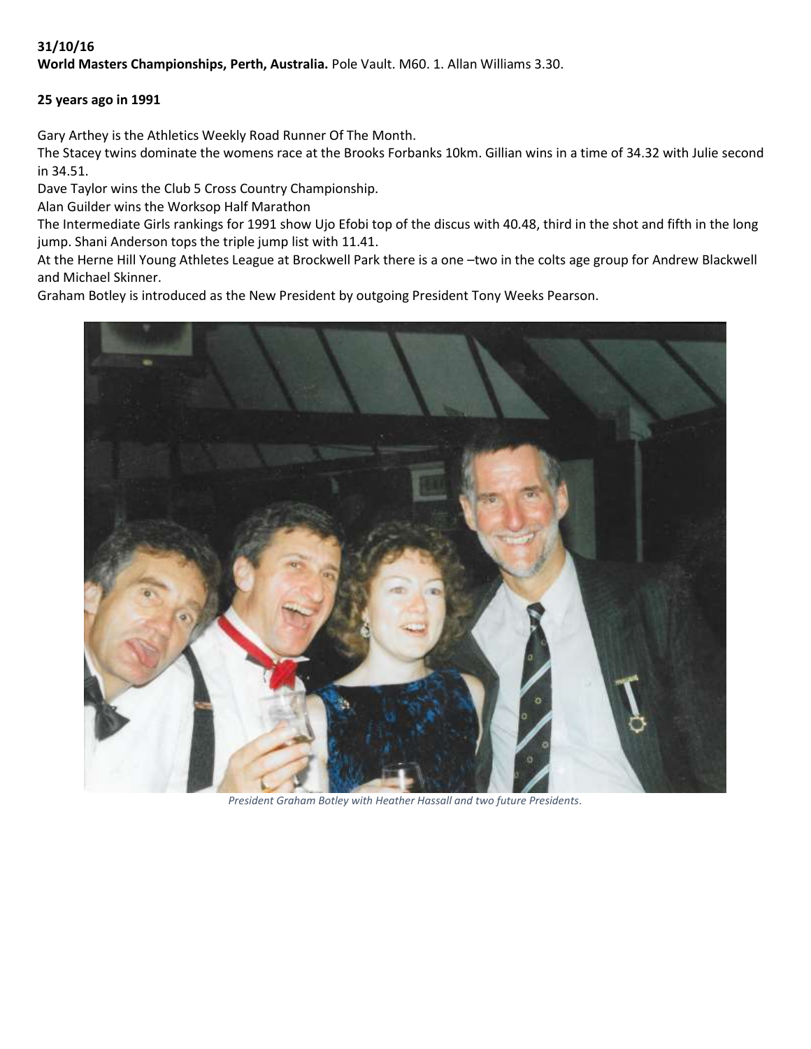**31/10/16**

**World Masters Championships, Perth, Australia.** Pole Vault. M60. 1. Allan Williams 3.30.

**25 years ago in 1991**

Gary Arthey is the Athletics Weekly Road Runner Of The Month.

The Stacey twins dominate the womens race at the Brooks Forbanks 10km. Gillian wins in a time of 34.32 with Julie second in 34.51.

Dave Taylor wins the Club 5 Cross Country Championship.

Alan Guilder wins the Worksop Half Marathon

The Intermediate Girls rankings for 1991 show Ujo Efobi top of the discus with 40.48, third in the shot and fifth in the long jump. Shani Anderson tops the triple jump list with 11.41.

At the Herne Hill Young Athletes League at Brockwell Park there is a one –two in the colts age group for Andrew Blackwell and Michael Skinner.

Graham Botley is introduced as the New President by outgoing President Tony Weeks Pearson.

*President Graham Botley with Heather Hassall and two future Presidents.*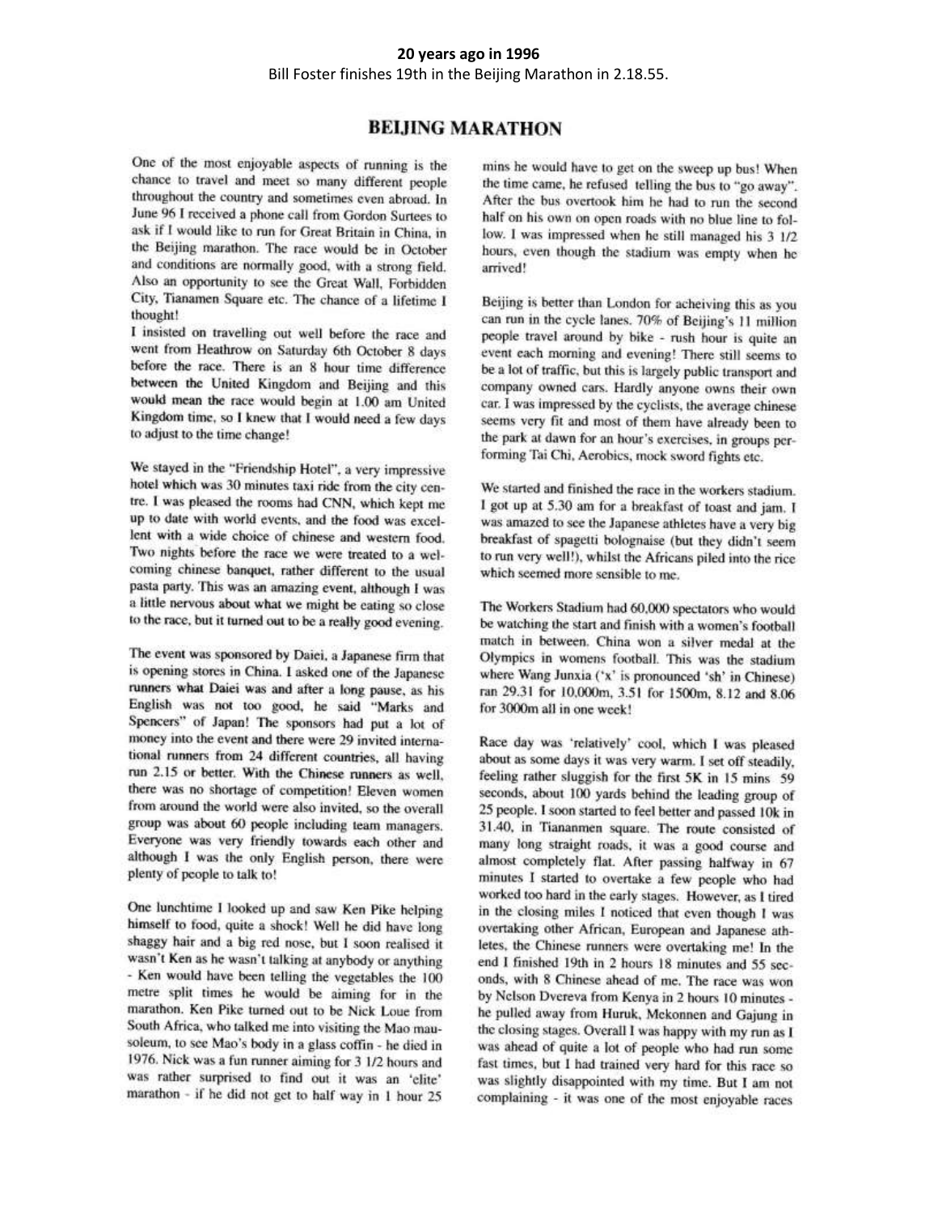**20 years ago in 1996**

Bill Foster finishes 19th in the Beijing Marathon in 2.18.55.

## BEIJING MARATHON

One of the most enjoyable aspects of running is the chance to travel and meet so many different people throughout the country and sometimes even abroad. In June 96 I received a phone call from Gordon Surtees to ask if I would like to run for Great Britain in China, in the Beijing marathon. The race would be in October and conditions are normally good, with a strong field. Also an opportunity to see the Great Wall, Forbidden City, Tianamen Square etc. The chance of a lifetime I thought!

I insisted on travelling out well before the race and went from Heathrow on Saturday 6th October 8 days before the race. There is an 8 hour time difference between the United Kingdom and Beijing and this would mean the race would begin at 1.00 am United Kingdom time, so I knew that I would need a few days to adjust to the time change!

We stayed in the "Friendship Hotel", a very impressive hotel which was 30 minutes taxi ride from the city centre. I was pleased the rooms had CNN, which kept me up to date with world events, and the food was excellent with a wide choice of chinese and western food. Two nights before the race we were treated to a welcoming chinese banquet, rather different to the usual pasta party. This was an amazing event, although I was a little nervous about what we might be eating so close to the race, but it turned out to be a really good evening.

The event was sponsored by Daiei, a Japanese firm that is opening stores in China. I asked one of the Japanese runners what Daiei was and after a long pause, as his English was not too good, he said "Marks and Spencers" of Japan! The sponsors had put a lot of money into the event and there were 29 invited international runners from 24 different countries, all having run 2.15 or better. With the Chinese runners as well, there was no shortage of competition! Eleven women from around the world were also invited, so the overall group was about 60 people including team managers. Everyone was very friendly towards each other and although I was the only English person, there were plenty of people to talk to!

One lunchtime I looked up and saw Ken Pike helping himself to food, quite a shock! Well he did have long shaggy hair and a big red nose, but I soon realised it wasn't Ken as he wasn't talking at anybody or anything - Ken would have been telling the vegetables the 100 metre split times he would be aiming for in the marathon. Ken Pike turned out to be Nick Loue from South Africa, who talked me into visiting the Mao mausoleum, to see Mao's body in a glass coffin - he died in 1976. Nick was a fun runner aiming for 3 1/2 hours and was rather surprised to find out it was an 'elite' marathon - if he did not get to half way in 1 hour 25 mins he would have to get on the sweep up bus! When the time came, he refused telling the bus to "go away". After the bus overtook him he had to run the second half on his own on open roads with no blue line to follow. I was impressed when he still managed his 3 1/2 hours, even though the stadium was empty when he arrived!

Beijing is better than London for acheiving this as you can run in the cycle lanes. 70% of Beijing's 11 million people travel around by bike - rush hour is quite an event each morning and evening! There still seems to be a lot of traffic, but this is largely public transport and company owned cars. Hardly anyone owns their own car. I was impressed by the cyclists, the average chinese seems very fit and most of them have already been to the park at dawn for an hour's exercises, in groups performing Tai Chi, Aerobics, mock sword fights etc.

We started and finished the race in the workers stadium. I got up at 5.30 am for a breakfast of toast and jam. I was amazed to see the Japanese athletes have a very big breakfast of spagetti bolognaise (but they didn't seem to run very well!), whilst the Africans piled into the rice which seemed more sensible to me.

The Workers Stadium had 60,000 spectators who would be watching the start and finish with a women's football match in between. China won a silver medal at the Olympics in womens football. This was the stadium where Wang Junxia ('x' is pronounced 'sh' in Chinese) ran 29.31 for 10,000m, 3.51 for 1500m, 8.12 and 8.06 for 3000m all in one week!

Race day was 'relatively' cool, which I was pleased about as some days it was very warm. I set off steadily, feeling rather sluggish for the first 5K in 15 mins 59 seconds, about 100 yards behind the leading group of 25 people. I soon started to feel better and passed 10k in 31.40, in Tiananmen square. The route consisted of many long straight roads, it was a good course and almost completely flat. After passing halfway in 67 minutes I started to overtake a few people who had worked too hard in the early stages. However, as I tired in the closing miles I noticed that even though I was overtaking other African, European and Japanese athletes, the Chinese runners were overtaking me! In the end I finished 19th in 2 hours 18 minutes and 55 seconds, with 8 Chinese ahead of me. The race was won by Nelson Dvereva from Kenya in 2 hours 10 minutes - he pulled away from Huruk, Mekonnen and Gajung in the closing stages. Overall I was happy with my run as I was ahead of quite a lot of people who had run some fast times, but I had trained very hard for this race so was slightly disappointed with my time. But I am not complaining - it was one of the most enjoyable races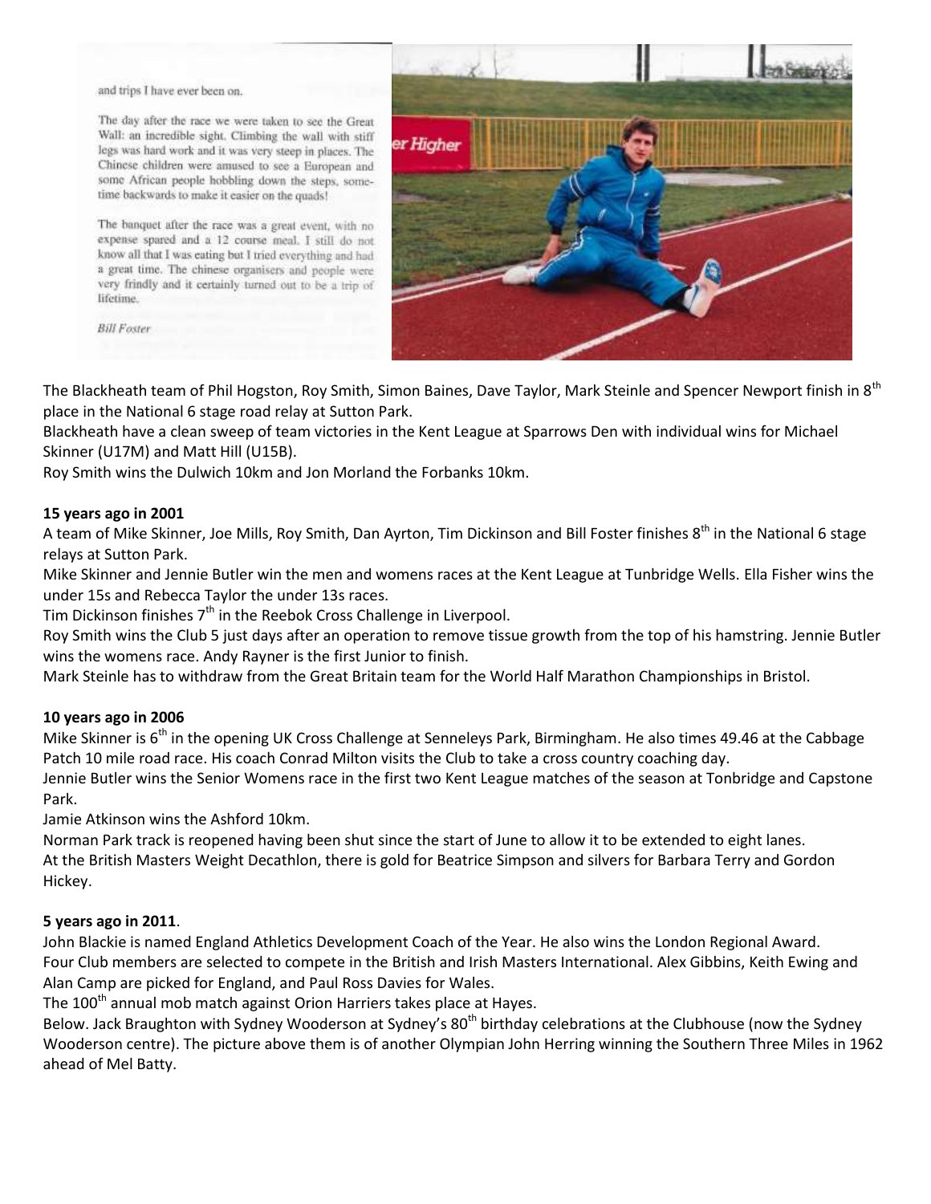and trips I have ever been on.

The day after the race we were taken to see the Great Wall: an incredible sight. Climbing the wall with stiff legs was hard work and it was very steep in places. The Chinese children were amused to see a European and some African people hobbling down the steps, sometime backwards to make it easier on the quads!

The banquet after the race was a great event, with no expense spared and a 12 course meal. I still do not know all that I was eating but I tried everything and had a great time. The chinese organisers and people were very frindly and it certainly turned out to be a trip of lifetime.

*Bill Foster*

The Blackheath team of Phil Hogston, Roy Smith, Simon Baines, Dave Taylor, Mark Steinle and Spencer Newport finish in 8th place in the National 6 stage road relay at Sutton Park.
Blackheath have a clean sweep of team victories in the Kent League at Sparrows Den with individual wins for Michael Skinner (U17M) and Matt Hill (U15B).
Roy Smith wins the Dulwich 10km and Jon Morland the Forbanks 10km.

**15 years ago in 2001**

A team of Mike Skinner, Joe Mills, Roy Smith, Dan Ayrton, Tim Dickinson and Bill Foster finishes 8th in the National 6 stage relays at Sutton Park.
Mike Skinner and Jennie Butler win the men and womens races at the Kent League at Tunbridge Wells. Ella Fisher wins the under 15s and Rebecca Taylor the under 13s races.
Tim Dickinson finishes 7th in the Reebok Cross Challenge in Liverpool.
Roy Smith wins the Club 5 just days after an operation to remove tissue growth from the top of his hamstring. Jennie Butler wins the womens race. Andy Rayner is the first Junior to finish.
Mark Steinle has to withdraw from the Great Britain team for the World Half Marathon Championships in Bristol.

**10 years ago in 2006**

Mike Skinner is 6th in the opening UK Cross Challenge at Senneleys Park, Birmingham. He also times 49.46 at the Cabbage Patch 10 mile road race. His coach Conrad Milton visits the Club to take a cross country coaching day.
Jennie Butler wins the Senior Womens race in the first two Kent League matches of the season at Tonbridge and Capstone Park.
Jamie Atkinson wins the Ashford 10km.
Norman Park track is reopened having been shut since the start of June to allow it to be extended to eight lanes.
At the British Masters Weight Decathlon, there is gold for Beatrice Simpson and silvers for Barbara Terry and Gordon Hickey.

**5 years ago in 2011**.

John Blackie is named England Athletics Development Coach of the Year. He also wins the London Regional Award.
Four Club members are selected to compete in the British and Irish Masters International. Alex Gibbins, Keith Ewing and Alan Camp are picked for England, and Paul Ross Davies for Wales.
The 100th annual mob match against Orion Harriers takes place at Hayes.
Below. Jack Braughton with Sydney Wooderson at Sydney's 80th birthday celebrations at the Clubhouse (now the Sydney Wooderson centre). The picture above them is of another Olympian John Herring winning the Southern Three Miles in 1962 ahead of Mel Batty.